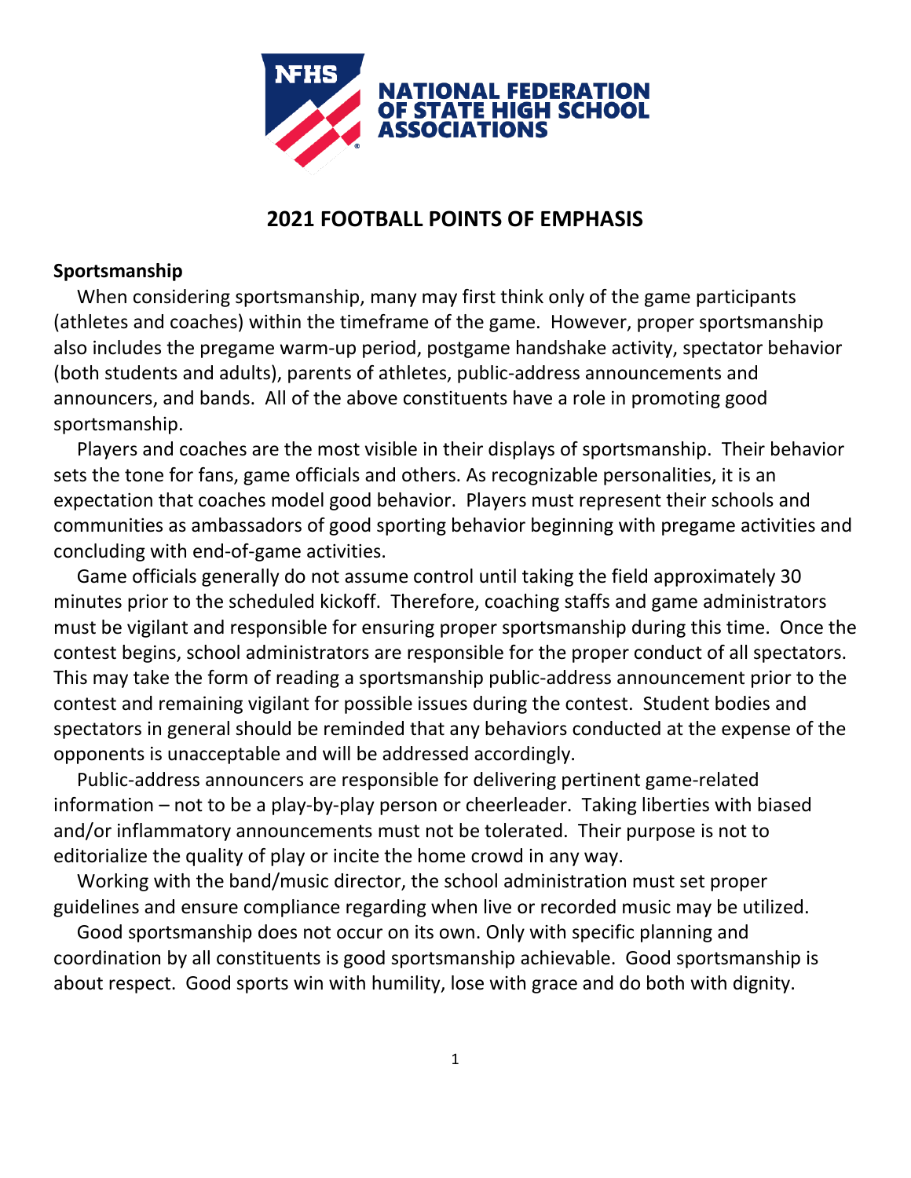NATIONAL FEDERATION OF STATE HIGH SCHOOL ASSOCIATIONS

# 2021 FOOTBALL POINTS OF EMPHASIS

## Sportsmanship

When considering sportsmanship, many may first think only of the game participants (athletes and coaches) within the timeframe of the game. However, proper sportsmanship also includes the pregame warm-up period, postgame handshake activity, spectator behavior (both students and adults), parents of athletes, public-address announcements and announcers, and bands. All of the above constituents have a role in promoting good sportsmanship.

Players and coaches are the most visible in their displays of sportsmanship. Their behavior sets the tone for fans, game officials and others. As recognizable personalities, it is an expectation that coaches model good behavior. Players must represent their schools and communities as ambassadors of good sporting behavior beginning with pregame activities and concluding with end-of-game activities.

Game officials generally do not assume control until taking the field approximately 30 minutes prior to the scheduled kickoff. Therefore, coaching staffs and game administrators must be vigilant and responsible for ensuring proper sportsmanship during this time. Once the contest begins, school administrators are responsible for the proper conduct of all spectators. This may take the form of reading a sportsmanship public-address announcement prior to the contest and remaining vigilant for possible issues during the contest. Student bodies and spectators in general should be reminded that any behaviors conducted at the expense of the opponents is unacceptable and will be addressed accordingly.

Public-address announcers are responsible for delivering pertinent game-related information – not to be a play-by-play person or cheerleader. Taking liberties with biased and/or inflammatory announcements must not be tolerated. Their purpose is not to editorialize the quality of play or incite the home crowd in any way.

Working with the band/music director, the school administration must set proper guidelines and ensure compliance regarding when live or recorded music may be utilized.

Good sportsmanship does not occur on its own. Only with specific planning and coordination by all constituents is good sportsmanship achievable. Good sportsmanship is about respect. Good sports win with humility, lose with grace and do both with dignity.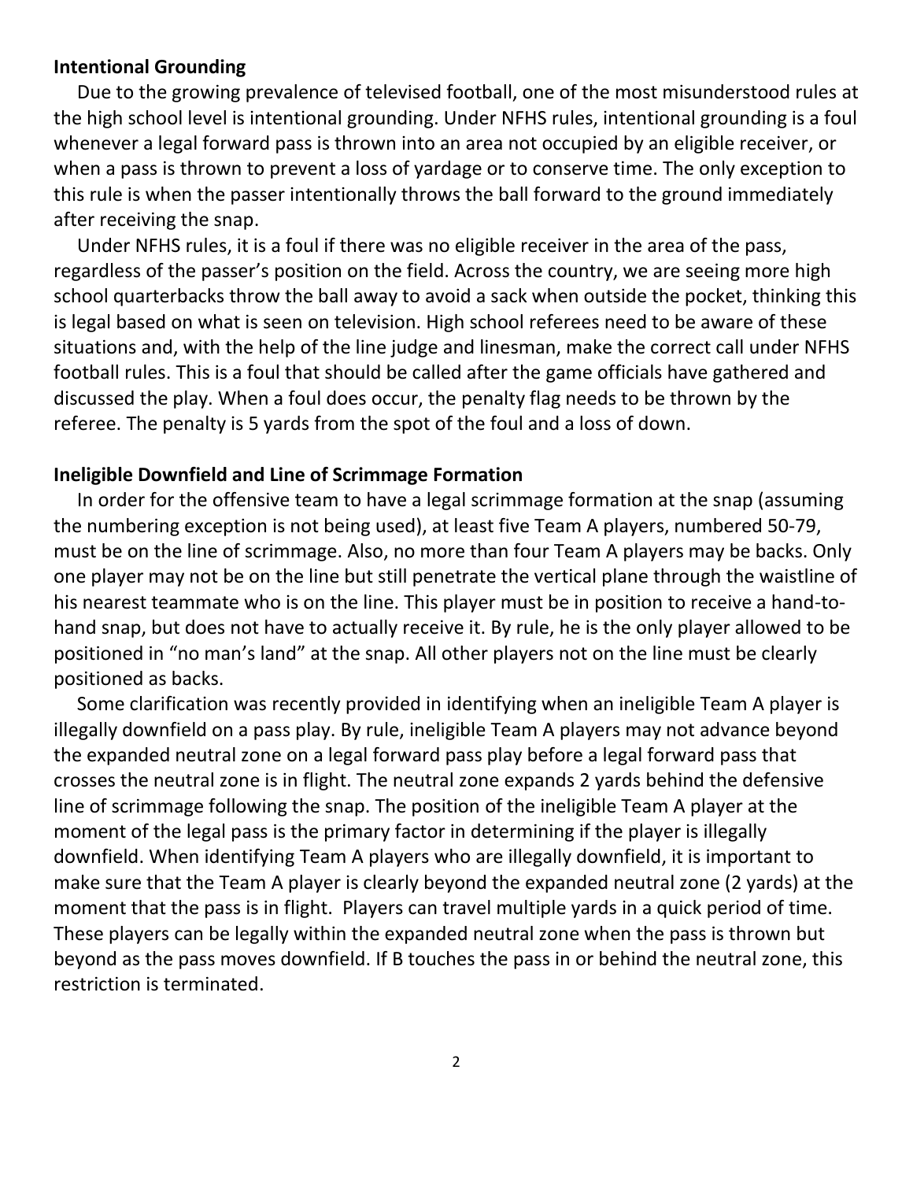**Intentional Grounding**

Due to the growing prevalence of televised football, one of the most misunderstood rules at the high school level is intentional grounding. Under NFHS rules, intentional grounding is a foul whenever a legal forward pass is thrown into an area not occupied by an eligible receiver, or when a pass is thrown to prevent a loss of yardage or to conserve time. The only exception to this rule is when the passer intentionally throws the ball forward to the ground immediately after receiving the snap.

Under NFHS rules, it is a foul if there was no eligible receiver in the area of the pass, regardless of the passer's position on the field. Across the country, we are seeing more high school quarterbacks throw the ball away to avoid a sack when outside the pocket, thinking this is legal based on what is seen on television. High school referees need to be aware of these situations and, with the help of the line judge and linesman, make the correct call under NFHS football rules. This is a foul that should be called after the game officials have gathered and discussed the play. When a foul does occur, the penalty flag needs to be thrown by the referee. The penalty is 5 yards from the spot of the foul and a loss of down.

**Ineligible Downfield and Line of Scrimmage Formation**

In order for the offensive team to have a legal scrimmage formation at the snap (assuming the numbering exception is not being used), at least five Team A players, numbered 50-79, must be on the line of scrimmage. Also, no more than four Team A players may be backs. Only one player may not be on the line but still penetrate the vertical plane through the waistline of his nearest teammate who is on the line. This player must be in position to receive a hand-to-hand snap, but does not have to actually receive it. By rule, he is the only player allowed to be positioned in "no man's land" at the snap. All other players not on the line must be clearly positioned as backs.

Some clarification was recently provided in identifying when an ineligible Team A player is illegally downfield on a pass play. By rule, ineligible Team A players may not advance beyond the expanded neutral zone on a legal forward pass play before a legal forward pass that crosses the neutral zone is in flight. The neutral zone expands 2 yards behind the defensive line of scrimmage following the snap. The position of the ineligible Team A player at the moment of the legal pass is the primary factor in determining if the player is illegally downfield. When identifying Team A players who are illegally downfield, it is important to make sure that the Team A player is clearly beyond the expanded neutral zone (2 yards) at the moment that the pass is in flight. Players can travel multiple yards in a quick period of time. These players can be legally within the expanded neutral zone when the pass is thrown but beyond as the pass moves downfield. If B touches the pass in or behind the neutral zone, this restriction is terminated.